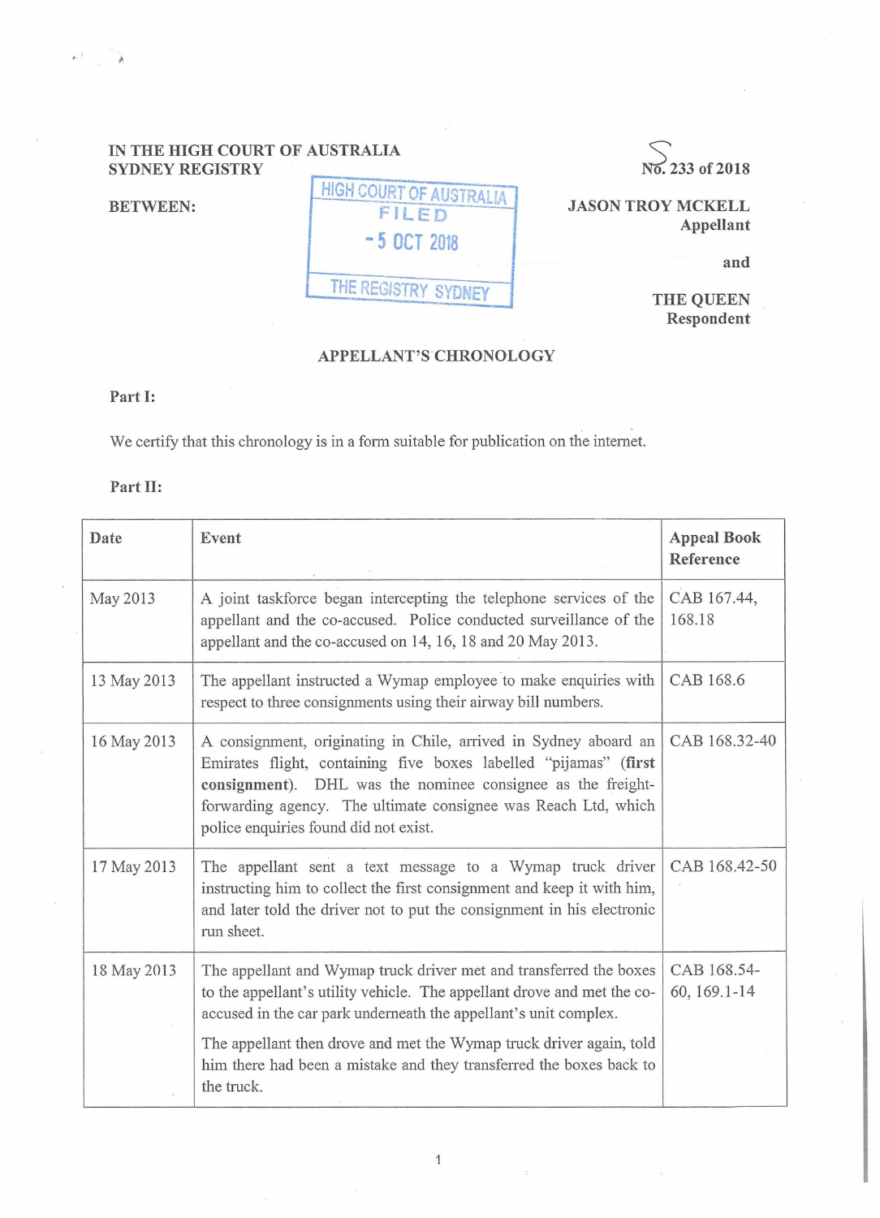IN THE HIGH COURT OF AUSTRALIA
SYDNEY REGISTRY

No. S233 of 2018

BETWEEN:

HIGH COURT OF AUSTRALIA
FILED
- 5 OCT 2018
THE REGISTRY SYDNEY

**JASON TROY MCKELL**
**Appellant**

**and**

**THE QUEEN**
**Respondent**

## APPELLANT'S CHRONOLOGY

**Part I:**

We certify that this chronology is in a form suitable for publication on the internet.

**Part II:**

| Date | Event | Appeal Book Reference |
|---|---|---|
| May 2013 | A joint taskforce began intercepting the telephone services of the appellant and the co-accused. Police conducted surveillance of the appellant and the co-accused on 14, 16, 18 and 20 May 2013. | CAB 167.44, 168.18 |
| 13 May 2013 | The appellant instructed a Wymap employee to make enquiries with respect to three consignments using their airway bill numbers. | CAB 168.6 |
| 16 May 2013 | A consignment, originating in Chile, arrived in Sydney aboard an Emirates flight, containing five boxes labelled "pijamas" (**first consignment**). DHL was the nominee consignee as the freight-forwarding agency. The ultimate consignee was Reach Ltd, which police enquiries found did not exist. | CAB 168.32-40 |
| 17 May 2013 | The appellant sent a text message to a Wymap truck driver instructing him to collect the first consignment and keep it with him, and later told the driver not to put the consignment in his electronic run sheet. | CAB 168.42-50 |
| 18 May 2013 | The appellant and Wymap truck driver met and transferred the boxes to the appellant's utility vehicle. The appellant drove and met the co-accused in the car park underneath the appellant's unit complex.<br><br>The appellant then drove and met the Wymap truck driver again, told him there had been a mistake and they transferred the boxes back to the truck. | CAB 168.54-60, 169.1-14 |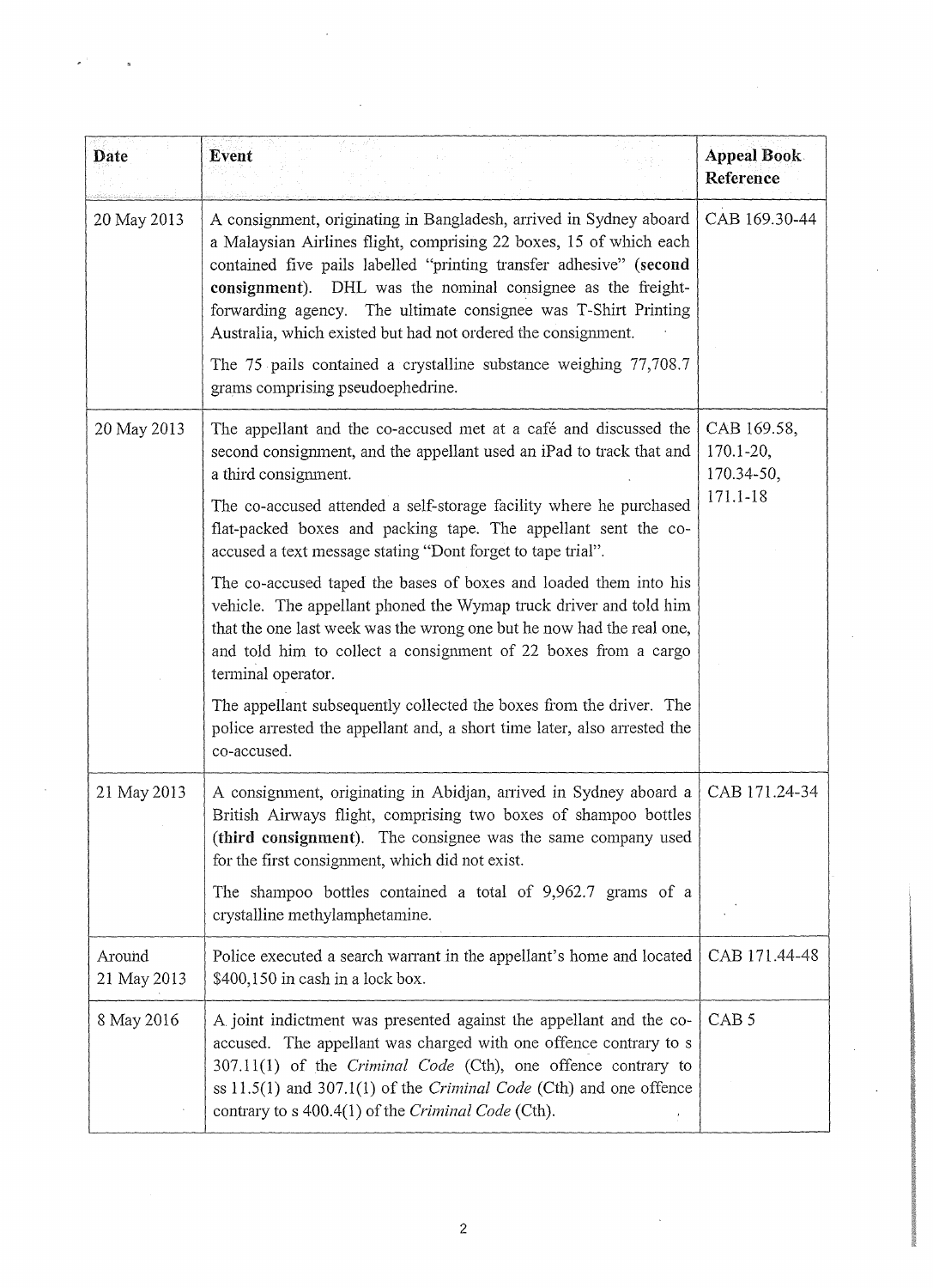| Date | Event | Appeal Book Reference |
|---|---|---|
| 20 May 2013 | A consignment, originating in Bangladesh, arrived in Sydney aboard a Malaysian Airlines flight, comprising 22 boxes, 15 of which each contained five pails labelled "printing transfer adhesive" (**second consignment**). DHL was the nominal consignee as the freight-forwarding agency. The ultimate consignee was T-Shirt Printing Australia, which existed but had not ordered the consignment.<br><br>The 75 pails contained a crystalline substance weighing 77,708.7 grams comprising pseudoephedrine. | CAB 169.30-44 |
| 20 May 2013 | The appellant and the co-accused met at a café and discussed the second consignment, and the appellant used an iPad to track that and a third consignment.<br><br>The co-accused attended a self-storage facility where he purchased flat-packed boxes and packing tape. The appellant sent the co-accused a text message stating "Dont forget to tape trial".<br><br>The co-accused taped the bases of boxes and loaded them into his vehicle. The appellant phoned the Wymap truck driver and told him that the one last week was the wrong one but he now had the real one, and told him to collect a consignment of 22 boxes from a cargo terminal operator.<br><br>The appellant subsequently collected the boxes from the driver. The police arrested the appellant and, a short time later, also arrested the co-accused. | CAB 169.58, 170.1-20, 170.34-50, 171.1-18 |
| 21 May 2013 | A consignment, originating in Abidjan, arrived in Sydney aboard a British Airways flight, comprising two boxes of shampoo bottles (**third consignment**). The consignee was the same company used for the first consignment, which did not exist.<br><br>The shampoo bottles contained a total of 9,962.7 grams of a crystalline methylamphetamine. | CAB 171.24-34 |
| Around 21 May 2013 | Police executed a search warrant in the appellant's home and located $400,150 in cash in a lock box. | CAB 171.44-48 |
| 8 May 2016 | A joint indictment was presented against the appellant and the co-accused. The appellant was charged with one offence contrary to s 307.11(1) of the *Criminal Code* (Cth), one offence contrary to ss 11.5(1) and 307.1(1) of the *Criminal Code* (Cth) and one offence contrary to s 400.4(1) of the *Criminal Code* (Cth). | CAB 5 |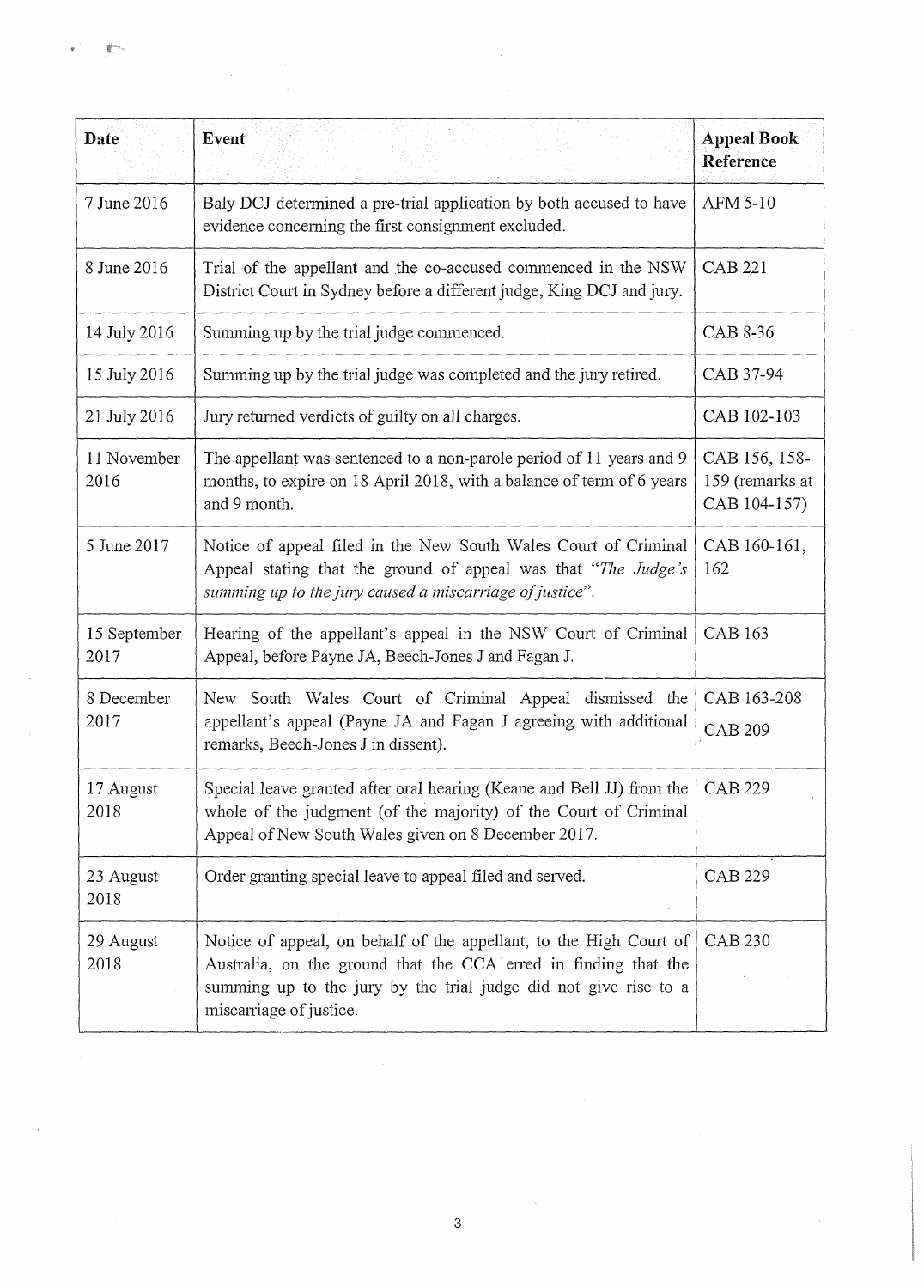| Date | Event | Appeal Book Reference |
|---|---|---|
| 7 June 2016 | Baly DCJ determined a pre-trial application by both accused to have evidence concerning the first consignment excluded. | AFM 5-10 |
| 8 June 2016 | Trial of the appellant and the co-accused commenced in the NSW District Court in Sydney before a different judge, King DCJ and jury. | CAB 221 |
| 14 July 2016 | Summing up by the trial judge commenced. | CAB 8-36 |
| 15 July 2016 | Summing up by the trial judge was completed and the jury retired. | CAB 37-94 |
| 21 July 2016 | Jury returned verdicts of guilty on all charges. | CAB 102-103 |
| 11 November 2016 | The appellant was sentenced to a non-parole period of 11 years and 9 months, to expire on 18 April 2018, with a balance of term of 6 years and 9 month. | CAB 156, 158-159 (remarks at CAB 104-157) |
| 5 June 2017 | Notice of appeal filed in the New South Wales Court of Criminal Appeal stating that the ground of appeal was that "*The Judge's summing up to the jury caused a miscarriage of justice*". | CAB 160-161, 162 |
| 15 September 2017 | Hearing of the appellant's appeal in the NSW Court of Criminal Appeal, before Payne JA, Beech-Jones J and Fagan J. | CAB 163 |
| 8 December 2017 | New South Wales Court of Criminal Appeal dismissed the appellant's appeal (Payne JA and Fagan J agreeing with additional remarks, Beech-Jones J in dissent). | CAB 163-208<br>CAB 209 |
| 17 August 2018 | Special leave granted after oral hearing (Keane and Bell JJ) from the whole of the judgment (of the majority) of the Court of Criminal Appeal of New South Wales given on 8 December 2017. | CAB 229 |
| 23 August 2018 | Order granting special leave to appeal filed and served. | CAB 229 |
| 29 August 2018 | Notice of appeal, on behalf of the appellant, to the High Court of Australia, on the ground that the CCA erred in finding that the summing up to the jury by the trial judge did not give rise to a miscarriage of justice. | CAB 230 |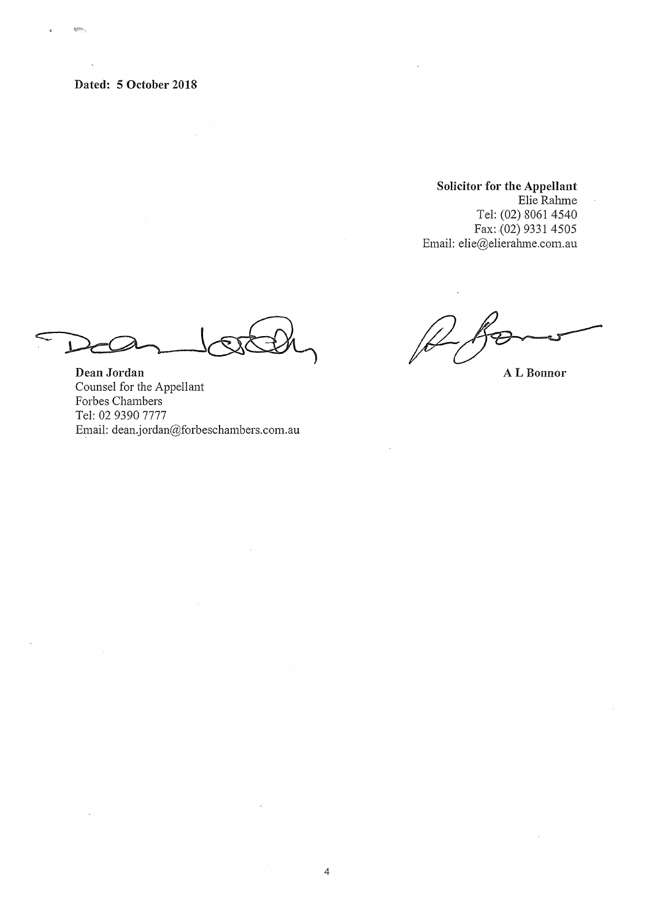**Dated: 5 October 2018**

**Solicitor for the Appellant**
Elie Rahme
Tel: (02) 8061 4540
Fax: (02) 9331 4505
Email: elie@elierahme.com.au

**Dean Jordan**
Counsel for the Appellant
Forbes Chambers
Tel: 02 9390 7777
Email: dean.jordan@forbeschambers.com.au

**A L Bonnor**